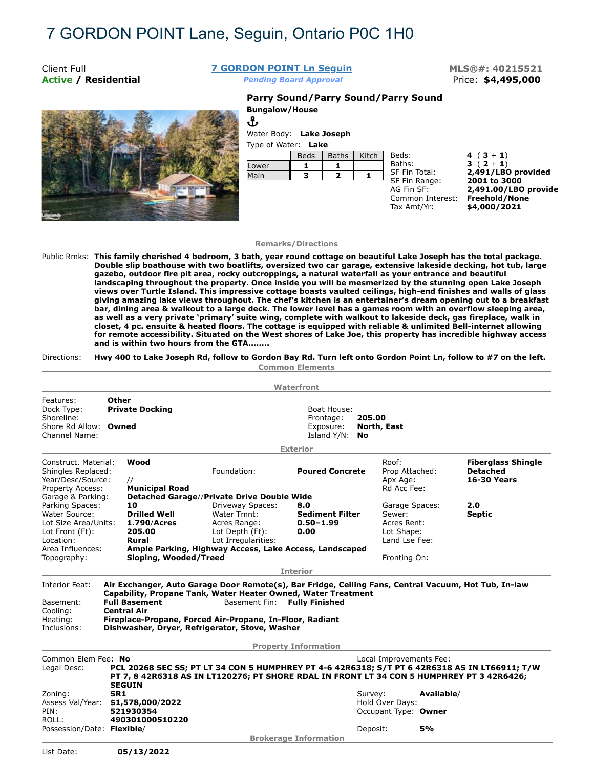# 7 GORDON POINT Lane, Seguin, Ontario P0C 1H0

| Client Full | 7 GORDON POINT Ln Seguin | MLS®#: 40215521 |
|---|---|---|
| **Active / Residential** | *Pending Board Approval* | Price: **$4,495,000** |

**Parry Sound/Parry Sound/Parry Sound**

**Bungalow/House**

⚓

Water Body: **Lake Joseph**

Type of Water: **Lake**

| | Beds | Baths | Kitch |
|---|---|---|---|
| Lower | 1 | 1 | |
| Main | 3 | 2 | 1 |

| | |
|---|---|
| Beds: | **4 ( 3 + 1)** |
| Baths: | **3 ( 2 + 1)** |
| SF Fin Total: | **2,491/LBO provided** |
| SF Fin Range: | **2001 to 3000** |
| AG Fin SF: | **2,491.00/LBO provide** |
| Common Interest: | **Freehold/None** |
| Tax Amt/Yr: | **$4,000/2021** |

## Remarks/Directions

Public Rmks: **This family cherished 4 bedroom, 3 bath, year round cottage on beautiful Lake Joseph has the total package. Double slip boathouse with two boatlifts, oversized two car garage, extensive lakeside decking, hot tub, large gazebo, outdoor fire pit area, rocky outcroppings, a natural waterfall as your entrance and beautiful landscaping throughout the property. Once inside you will be mesmerized by the stunning open Lake Joseph views over Turtle Island. This impressive cottage boasts vaulted ceilings, high-end finishes and walls of glass giving amazing lake views throughout. The chef's kitchen is an entertainer's dream opening out to a breakfast bar, dining area & walkout to a large deck. The lower level has a games room with an overflow sleeping area, as well as a very private 'primary' suite wing, complete with walkout to lakeside deck, gas fireplace, walk in closet, 4 pc. ensuite & heated floors. The cottage is equipped with reliable & unlimited Bell-internet allowing for remote accessibility. Situated on the West shores of Lake Joe, this property has incredible highway access and is within two hours from the GTA........**

Directions: **Hwy 400 to Lake Joseph Rd, follow to Gordon Bay Rd. Turn left onto Gordon Point Ln, follow to #7 on the left.**

## Common Elements

## Waterfront

| | | | |
|---|---|---|---|
| Features: | **Other** | Boat House: | |
| Dock Type: | **Private Docking** | Frontage: | **205.00** |
| Shoreline: | | Exposure: | **North, East** |
| Shore Rd Allow: | **Owned** | Island Y/N: | **No** |
| Channel Name: | | | |

## Exterior

| | | | | | |
|---|---|---|---|---|---|
| Construct. Material: | **Wood** | | | Roof: | **Fiberglass Shingle** |
| Shingles Replaced: | | Foundation: | **Poured Concrete** | Prop Attached: | **Detached** |
| Year/Desc/Source: | // | | | Apx Age: | **16-30 Years** |
| Property Access: | **Municipal Road** | | | Rd Acc Fee: | |
| Garage & Parking: | **Detached Garage//Private Drive Double Wide** | | | | |
| Parking Spaces: | **10** | Driveway Spaces: | **8.0** | Garage Spaces: | **2.0** |
| Water Source: | **Drilled Well** | Water Tmnt: | **Sediment Filter** | Sewer: | **Septic** |
| Lot Size Area/Units: | **1.790/Acres** | Acres Range: | **0.50-1.99** | Acres Rent: | |
| Lot Front (Ft): | **205.00** | Lot Depth (Ft): | **0.00** | Lot Shape: | |
| Location: | **Rural** | Lot Irregularities: | | Land Lse Fee: | |
| Area Influences: | **Ample Parking, Highway Access, Lake Access, Landscaped** | | | | |
| Topography: | **Sloping, Wooded/Treed** | | | Fronting On: | |

## Interior

Interior Feat: **Air Exchanger, Auto Garage Door Remote(s), Bar Fridge, Ceiling Fans, Central Vacuum, Hot Tub, In-law Capability, Propane Tank, Water Heater Owned, Water Treatment**

Basement: **Full Basement** Basement Fin: **Fully Finished**

Cooling: **Central Air**

Heating: **Fireplace-Propane, Forced Air-Propane, In-Floor, Radiant**

Inclusions: **Dishwasher, Dryer, Refrigerator, Stove, Washer**

## Property Information

Common Elem Fee: **No** Local Improvements Fee:

Legal Desc: **PCL 20268 SEC SS; PT LT 34 CON 5 HUMPHREY PT 4-6 42R6318; S/T PT 6 42R6318 AS IN LT66911; T/W PT 7, 8 42R6318 AS IN LT120276; PT SHORE RDAL IN FRONT LT 34 CON 5 HUMPHREY PT 3 42R6426; SEGUIN**

| | | | |
|---|---|---|---|
| Zoning: | **SR1** | Survey: | **Available/** |
| Assess Val/Year: | **$1,578,000/2022** | Hold Over Days: | |
| PIN: | **521930354** | Occupant Type: | **Owner** |
| ROLL: | **490301000510220** | | |
| Possession/Date: | **Flexible/** | Deposit: | **5%** |

## Brokerage Information

List Date: **05/13/2022**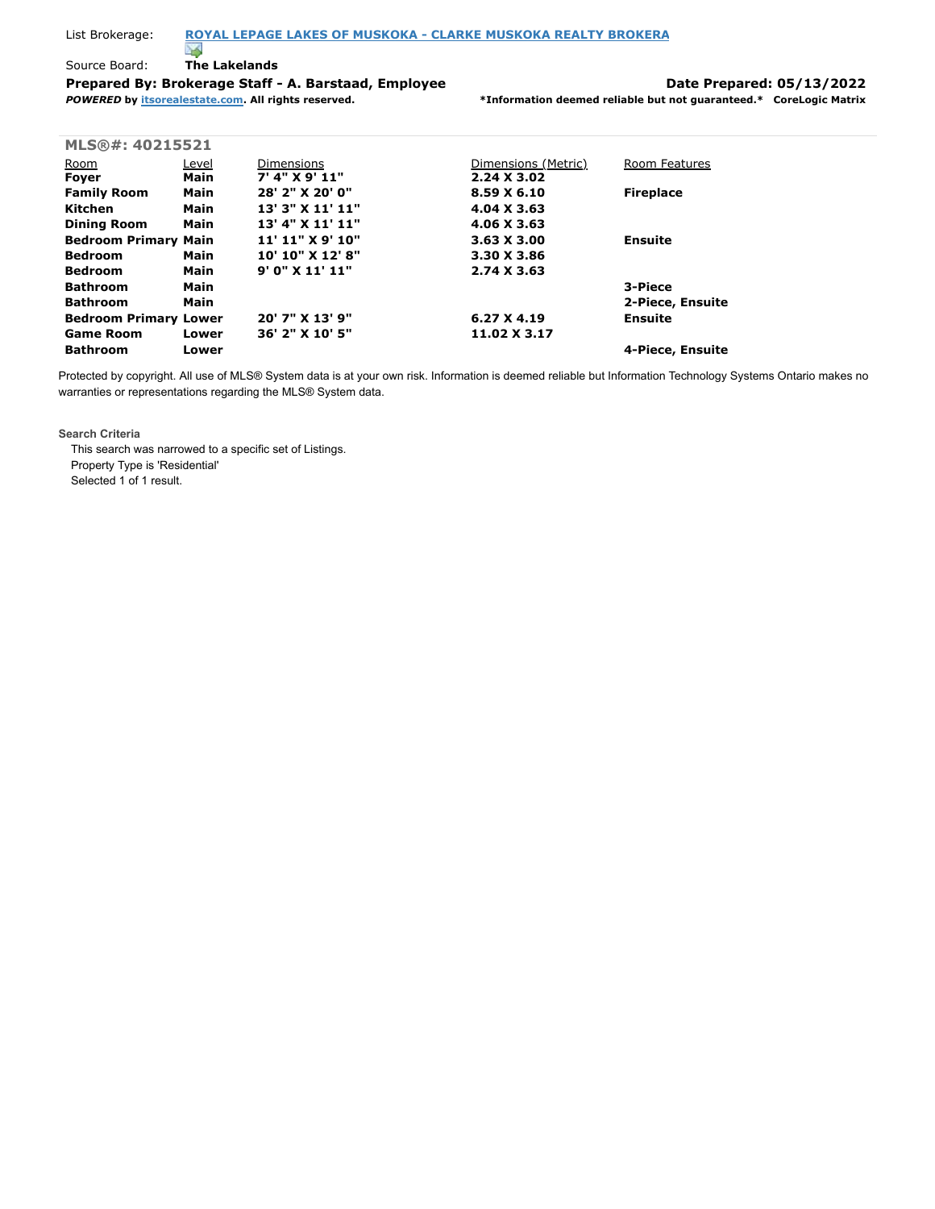List Brokerage: [ROYAL LEPAGE LAKES OF MUSKOKA - CLARKE MUSKOKA REALTY BROKERA](#)

Source Board: **The Lakelands**

**Prepared By: Brokerage Staff - A. Barstaad, Employee** **Date Prepared: 05/13/2022**

***POWERED* by itsorealestate.com. All rights reserved.** ***Information deemed reliable but not guaranteed.*** **CoreLogic Matrix**

**MLS®#: 40215521**

| Room | Level | Dimensions | Dimensions (Metric) | Room Features |
|---|---|---|---|---|
| **Foyer** | **Main** | **7' 4" X 9' 11"** | **2.24 X 3.02** | |
| **Family Room** | **Main** | **28' 2" X 20' 0"** | **8.59 X 6.10** | **Fireplace** |
| **Kitchen** | **Main** | **13' 3" X 11' 11"** | **4.04 X 3.63** | |
| **Dining Room** | **Main** | **13' 4" X 11' 11"** | **4.06 X 3.63** | |
| **Bedroom Primary** | **Main** | **11' 11" X 9' 10"** | **3.63 X 3.00** | **Ensuite** |
| **Bedroom** | **Main** | **10' 10" X 12' 8"** | **3.30 X 3.86** | |
| **Bedroom** | **Main** | **9' 0" X 11' 11"** | **2.74 X 3.63** | |
| **Bathroom** | **Main** | | | **3-Piece** |
| **Bathroom** | **Main** | | | **2-Piece, Ensuite** |
| **Bedroom Primary** | **Lower** | **20' 7" X 13' 9"** | **6.27 X 4.19** | **Ensuite** |
| **Game Room** | **Lower** | **36' 2" X 10' 5"** | **11.02 X 3.17** | |
| **Bathroom** | **Lower** | | | **4-Piece, Ensuite** |

Protected by copyright. All use of MLS® System data is at your own risk. Information is deemed reliable but Information Technology Systems Ontario makes no warranties or representations regarding the MLS® System data.

**Search Criteria**

This search was narrowed to a specific set of Listings.
Property Type is 'Residential'
Selected 1 of 1 result.